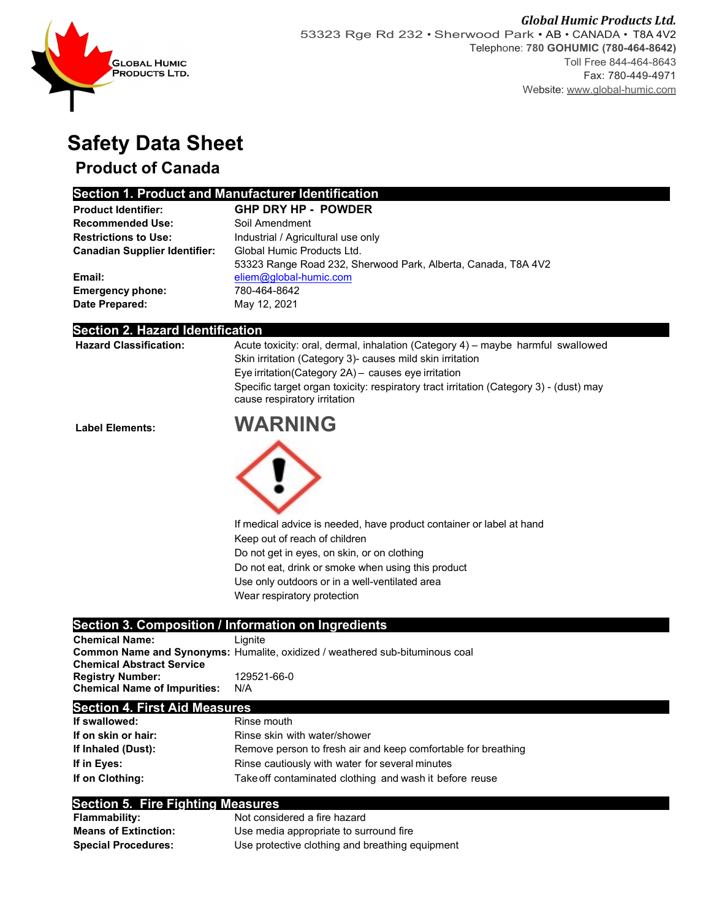**Global Humic Products Ltd.**
53323 Rge Rd 232 • Sherwood Park • AB • CANADA • T8A 4V2
Telephone: **780 GOHUMIC (780-464-8642)**
Toll Free 844-464-8643
Fax: 780-449-4971
Website: www.global-humic.com

GLOBAL HUMIC PRODUCTS LTD.

# Safety Data Sheet

## Product of Canada

## Section 1. Product and Manufacturer Identification

| | |
|---|---|
| **Product Identifier:** | **GHP DRY HP - POWDER** |
| **Recommended Use:** | Soil Amendment |
| **Restrictions to Use:** | Industrial / Agricultural use only |
| **Canadian Supplier Identifier:** | Global Humic Products Ltd.<br>53323 Range Road 232, Sherwood Park, Alberta, Canada, T8A 4V2 |
| **Email:** | eliem@global-humic.com |
| **Emergency phone:** | 780-464-8642 |
| **Date Prepared:** | May 12, 2021 |

## Section 2. Hazard Identification

**Hazard Classification:**

Acute toxicity: oral, dermal, inhalation (Category 4) – maybe harmful swallowed
Skin irritation (Category 3)- causes mild skin irritation
Eye irritation(Category 2A) – causes eye irritation
Specific target organ toxicity: respiratory tract irritation (Category 3) - (dust) may cause respiratory irritation

**Label Elements:**

**WARNING**

If medical advice is needed, have product container or label at hand
Keep out of reach of children
Do not get in eyes, on skin, or on clothing
Do not eat, drink or smoke when using this product
Use only outdoors or in a well-ventilated area
Wear respiratory protection

## Section 3. Composition / Information on Ingredients

| | |
|---|---|
| **Chemical Name:** | Lignite |
| **Common Name and Synonyms:** | Humalite, oxidized / weathered sub-bituminous coal |
| **Chemical Abstract Service Registry Number:** | 129521-66-0 |
| **Chemical Name of Impurities:** | N/A |

## Section 4. First Aid Measures

| | |
|---|---|
| **If swallowed:** | Rinse mouth |
| **If on skin or hair:** | Rinse skin with water/shower |
| **If Inhaled (Dust):** | Remove person to fresh air and keep comfortable for breathing |
| **If in Eyes:** | Rinse cautiously with water for several minutes |
| **If on Clothing:** | Take off contaminated clothing and wash it before reuse |

## Section 5. Fire Fighting Measures

| | |
|---|---|
| **Flammability:** | Not considered a fire hazard |
| **Means of Extinction:** | Use media appropriate to surround fire |
| **Special Procedures:** | Use protective clothing and breathing equipment |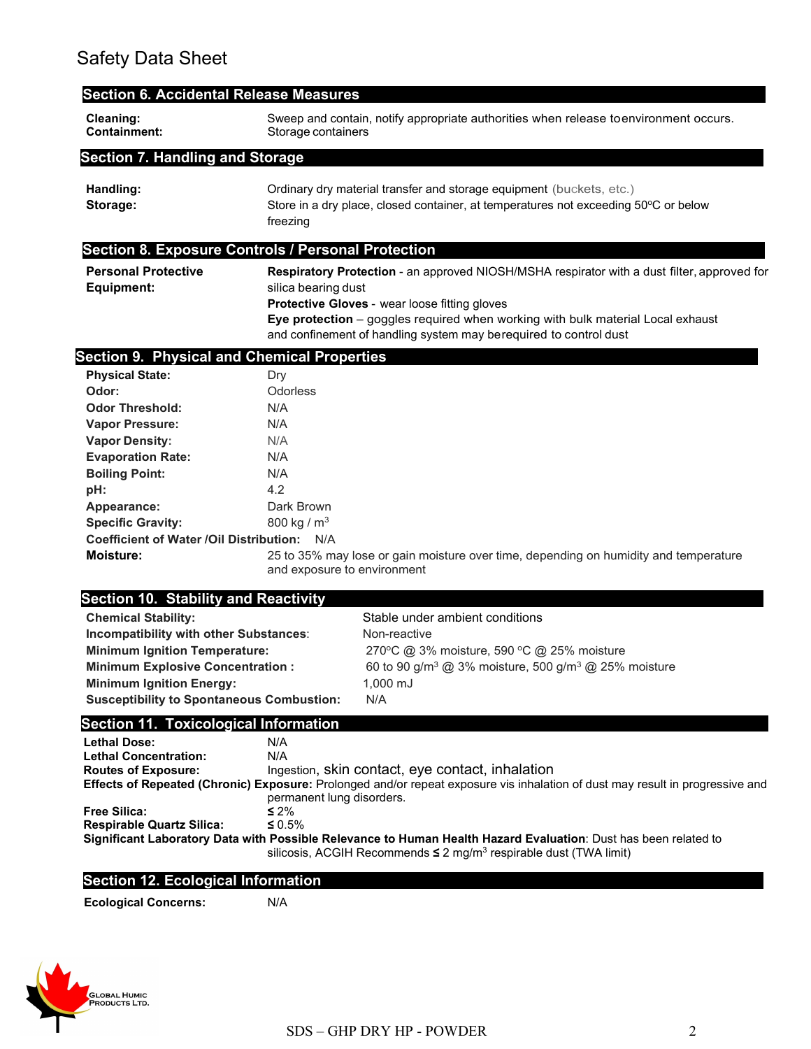Safety Data Sheet

## Section 6. Accidental Release Measures

| | |
|---|---|
| **Cleaning:** | Sweep and contain, notify appropriate authorities when release toenvironment occurs. |
| **Containment:** | Storage containers |

## Section 7. Handling and Storage

| | |
|---|---|
| **Handling:** | Ordinary dry material transfer and storage equipment (buckets, etc.) |
| **Storage:** | Store in a dry place, closed container, at temperatures not exceeding 50ºC or below freezing |

## Section 8. Exposure Controls / Personal Protection

**Personal Protective Equipment:**

**Respiratory Protection** - an approved NIOSH/MSHA respirator with a dust filter, approved for silica bearing dust
**Protective Gloves** - wear loose fitting gloves
**Eye protection** – goggles required when working with bulk material Local exhaust and confinement of handling system may berequired to control dust

## Section 9. Physical and Chemical Properties

| | |
|---|---|
| **Physical State:** | Dry |
| **Odor:** | Odorless |
| **Odor Threshold:** | N/A |
| **Vapor Pressure:** | N/A |
| **Vapor Density:** | N/A |
| **Evaporation Rate:** | N/A |
| **Boiling Point:** | N/A |
| **pH:** | 4.2 |
| **Appearance:** | Dark Brown |
| **Specific Gravity:** | 800 kg / $m^3$ |
| **Coefficient of Water /Oil Distribution:** | N/A |
| **Moisture:** | 25 to 35% may lose or gain moisture over time, depending on humidity and temperature and exposure to environment |

## Section 10. Stability and Reactivity

| | |
|---|---|
| **Chemical Stability:** | Stable under ambient conditions |
| **Incompatibility with other Substances:** | Non-reactive |
| **Minimum Ignition Temperature:** | 270ºC @ 3% moisture, 590 ºC @ 25% moisture |
| **Minimum Explosive Concentration :** | 60 to 90 g/$m^3$ @ 3% moisture, 500 g/$m^3$ @ 25% moisture |
| **Minimum Ignition Energy:** | 1,000 mJ |
| **Susceptibility to Spontaneous Combustion:** | N/A |

## Section 11. Toxicological Information

| | |
|---|---|
| **Lethal Dose:** | N/A |
| **Lethal Concentration:** | N/A |
| **Routes of Exposure:** | Ingestion, skin contact, eye contact, inhalation |

**Effects of Repeated (Chronic) Exposure:** Prolonged and/or repeat exposure vis inhalation of dust may result in progressive and permanent lung disorders.

| | |
|---|---|
| **Free Silica:** | ≤ 2% |
| **Respirable Quartz Silica:** | ≤ 0.5% |

**Significant Laboratory Data with Possible Relevance to Human Health Hazard Evaluation**: Dust has been related to silicosis, ACGIH Recommends ≤ 2 mg/$m^3$ respirable dust (TWA limit)

## Section 12. Ecological Information

| | |
|---|---|
| **Ecological Concerns:** | N/A |

GLOBAL HUMIC PRODUCTS LTD.

SDS – GHP DRY HP - POWDER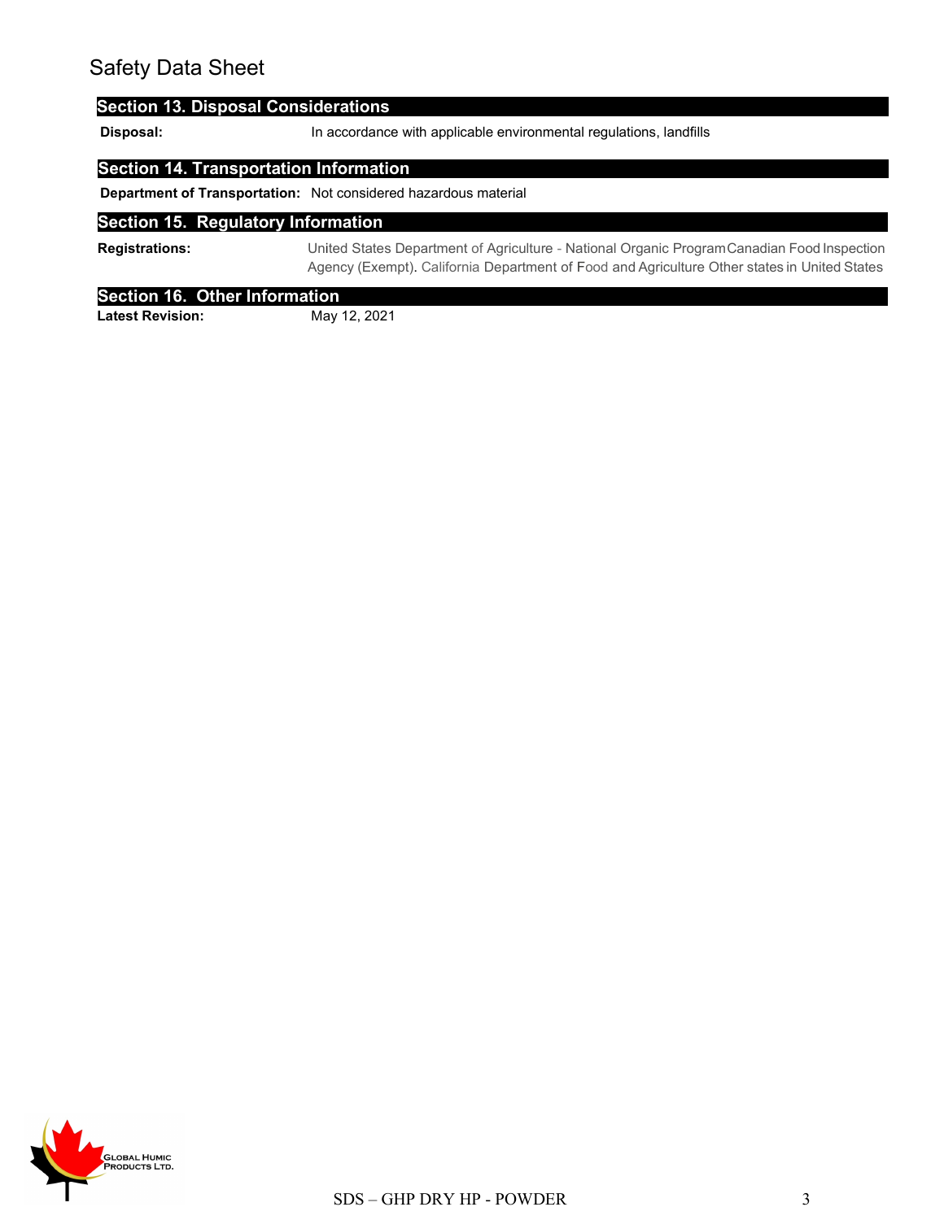## Section 13. Disposal Considerations

**Disposal:** In accordance with applicable environmental regulations, landfills

## Section 14. Transportation Information

**Department of Transportation:** Not considered hazardous material

## Section 15. Regulatory Information

**Registrations:** United States Department of Agriculture - National Organic Program Canadian Food Inspection Agency (Exempt). California Department of Food and Agriculture Other states in United States

## Section 16. Other Information

**Latest Revision:** May 12, 2021